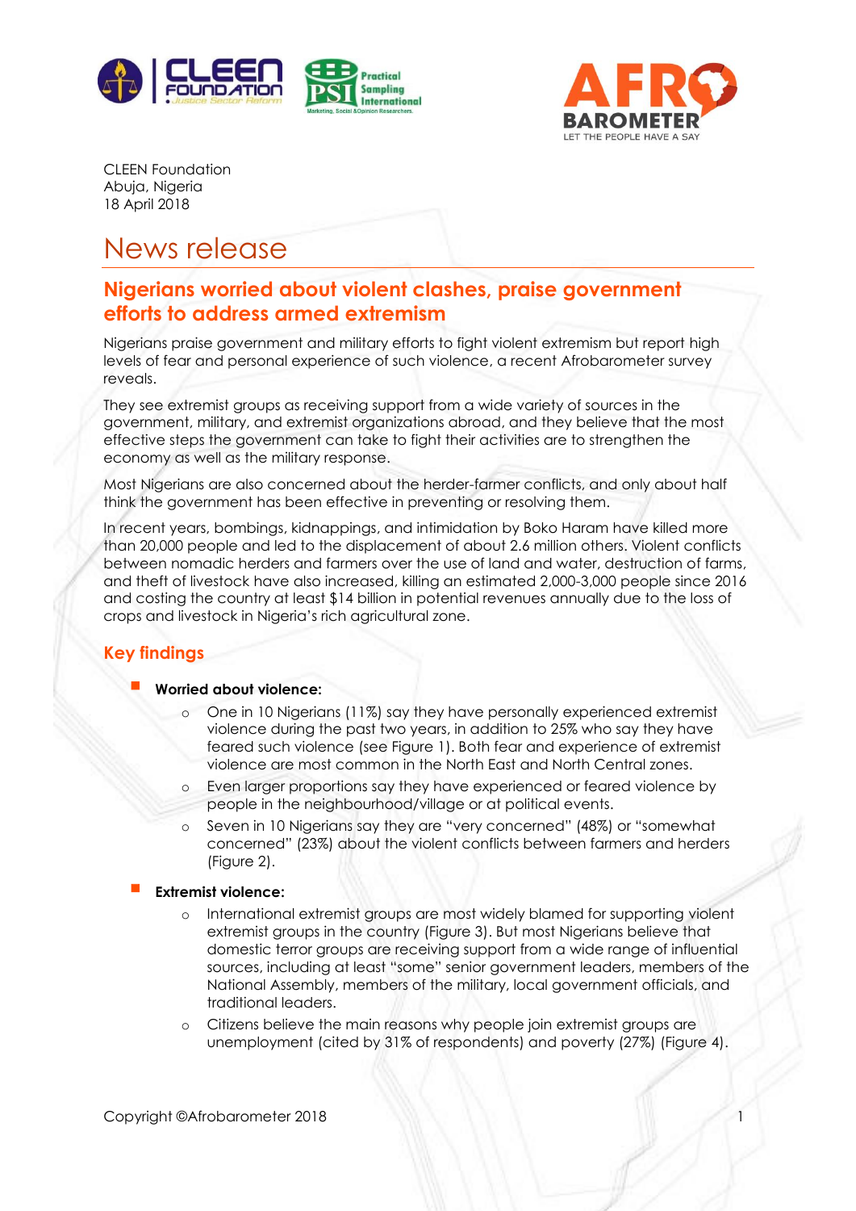CLEEN Foundation
Abuja, Nigeria
18 April 2018

# News release

## Nigerians worried about violent clashes, praise government efforts to address armed extremism

Nigerians praise government and military efforts to fight violent extremism but report high levels of fear and personal experience of such violence, a recent Afrobarometer survey reveals.

They see extremist groups as receiving support from a wide variety of sources in the government, military, and extremist organizations abroad, and they believe that the most effective steps the government can take to fight their activities are to strengthen the economy as well as the military response.

Most Nigerians are also concerned about the herder-farmer conflicts, and only about half think the government has been effective in preventing or resolving them.

In recent years, bombings, kidnappings, and intimidation by Boko Haram have killed more than 20,000 people and led to the displacement of about 2.6 million others. Violent conflicts between nomadic herders and farmers over the use of land and water, destruction of farms, and theft of livestock have also increased, killing an estimated 2,000-3,000 people since 2016 and costing the country at least $14 billion in potential revenues annually due to the loss of crops and livestock in Nigeria's rich agricultural zone.

## Key findings

- **Worried about violence:**
  - One in 10 Nigerians (11%) say they have personally experienced extremist violence during the past two years, in addition to 25% who say they have feared such violence (see Figure 1). Both fear and experience of extremist violence are most common in the North East and North Central zones.
  - Even larger proportions say they have experienced or feared violence by people in the neighbourhood/village or at political events.
  - Seven in 10 Nigerians say they are "very concerned" (48%) or "somewhat concerned" (23%) about the violent conflicts between farmers and herders (Figure 2).
- **Extremist violence:**
  - International extremist groups are most widely blamed for supporting violent extremist groups in the country (Figure 3). But most Nigerians believe that domestic terror groups are receiving support from a wide range of influential sources, including at least "some" senior government leaders, members of the National Assembly, members of the military, local government officials, and traditional leaders.
  - Citizens believe the main reasons why people join extremist groups are unemployment (cited by 31% of respondents) and poverty (27%) (Figure 4).

Copyright ©Afrobarometer 2018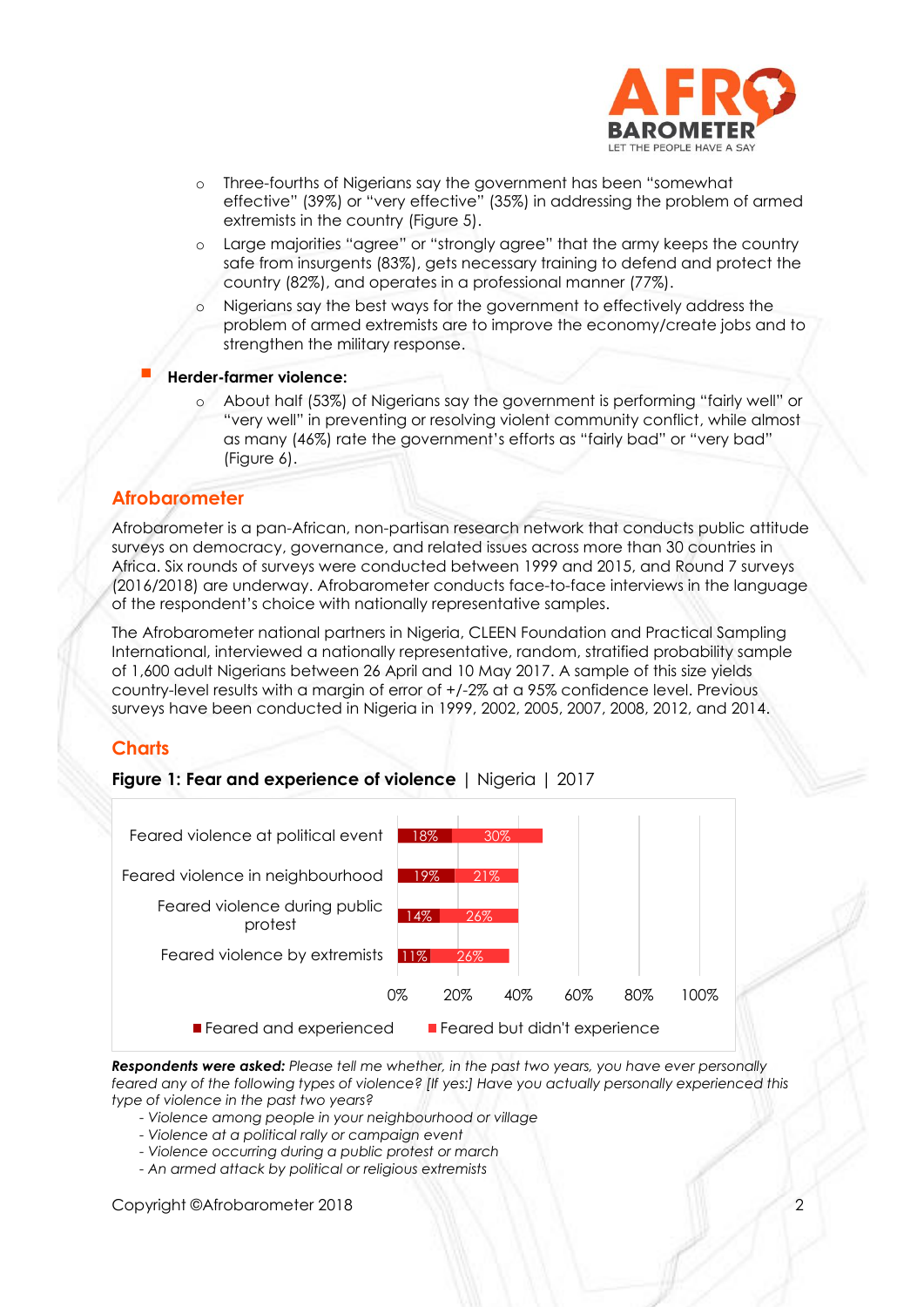- Three-fourths of Nigerians say the government has been "somewhat effective" (39%) or "very effective" (35%) in addressing the problem of armed extremists in the country (Figure 5).
  - Large majorities "agree" or "strongly agree" that the army keeps the country safe from insurgents (83%), gets necessary training to defend and protect the country (82%), and operates in a professional manner (77%).
  - Nigerians say the best ways for the government to effectively address the problem of armed extremists are to improve the economy/create jobs and to strengthen the military response.

- **Herder-farmer violence:**
  - About half (53%) of Nigerians say the government is performing "fairly well" or "very well" in preventing or resolving violent community conflict, while almost as many (46%) rate the government's efforts as "fairly bad" or "very bad" (Figure 6).

## Afrobarometer

Afrobarometer is a pan-African, non-partisan research network that conducts public attitude surveys on democracy, governance, and related issues across more than 30 countries in Africa. Six rounds of surveys were conducted between 1999 and 2015, and Round 7 surveys (2016/2018) are underway. Afrobarometer conducts face-to-face interviews in the language of the respondent's choice with nationally representative samples.

The Afrobarometer national partners in Nigeria, CLEEN Foundation and Practical Sampling International, interviewed a nationally representative, random, stratified probability sample of 1,600 adult Nigerians between 26 April and 10 May 2017. A sample of this size yields country-level results with a margin of error of +/-2% at a 95% confidence level. Previous surveys have been conducted in Nigeria in 1999, 2002, 2005, 2007, 2008, 2012, and 2014.

## Charts

**Figure 1: Fear and experience of violence** | Nigeria | 2017

| | Feared and experienced | Feared but didn't experience |
|---|---|---|
| Feared violence at political event | 18% | 30% |
| Feared violence in neighbourhood | 19% | 21% |
| Feared violence during public protest | 14% | 26% |
| Feared violence by extremists | 11% | 26% |

***Respondents were asked:*** *Please tell me whether, in the past two years, you have ever personally feared any of the following types of violence? [If yes:] Have you actually personally experienced this type of violence in the past two years?*

- *Violence among people in your neighbourhood or village*
- *Violence at a political rally or campaign event*
- *Violence occurring during a public protest or march*
- *An armed attack by political or religious extremists*

Copyright ©Afrobarometer 2018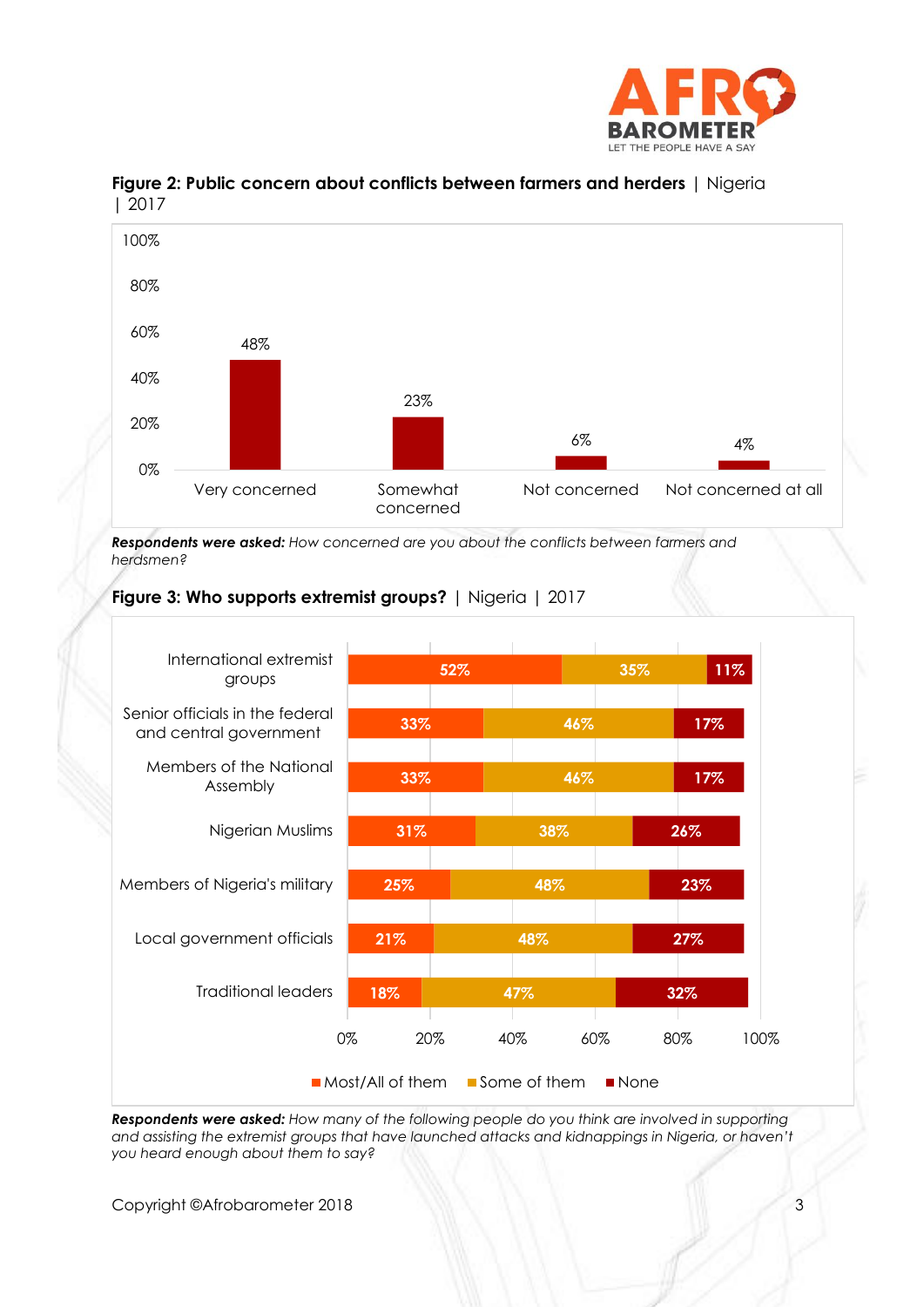**Figure 2: Public concern about conflicts between farmers and herders** | Nigeria | 2017

| Response | Percentage |
|---|---|
| Very concerned | 48% |
| Somewhat concerned | 23% |
| Not concerned | 6% |
| Not concerned at all | 4% |

***Respondents were asked:*** *How concerned are you about the conflicts between farmers and herdsmen?*

**Figure 3: Who supports extremist groups?** | Nigeria | 2017

| Group | Most/All of them | Some of them | None |
|---|---|---|---|
| International extremist groups | 52% | 35% | 11% |
| Senior officials in the federal and central government | 33% | 46% | 17% |
| Members of the National Assembly | 33% | 46% | 17% |
| Nigerian Muslims | 31% | 38% | 26% |
| Members of Nigeria's military | 25% | 48% | 23% |
| Local government officials | 21% | 48% | 27% |
| Traditional leaders | 18% | 47% | 32% |

***Respondents were asked:*** *How many of the following people do you think are involved in supporting and assisting the extremist groups that have launched attacks and kidnappings in Nigeria, or haven't you heard enough about them to say?*

Copyright ©Afrobarometer 2018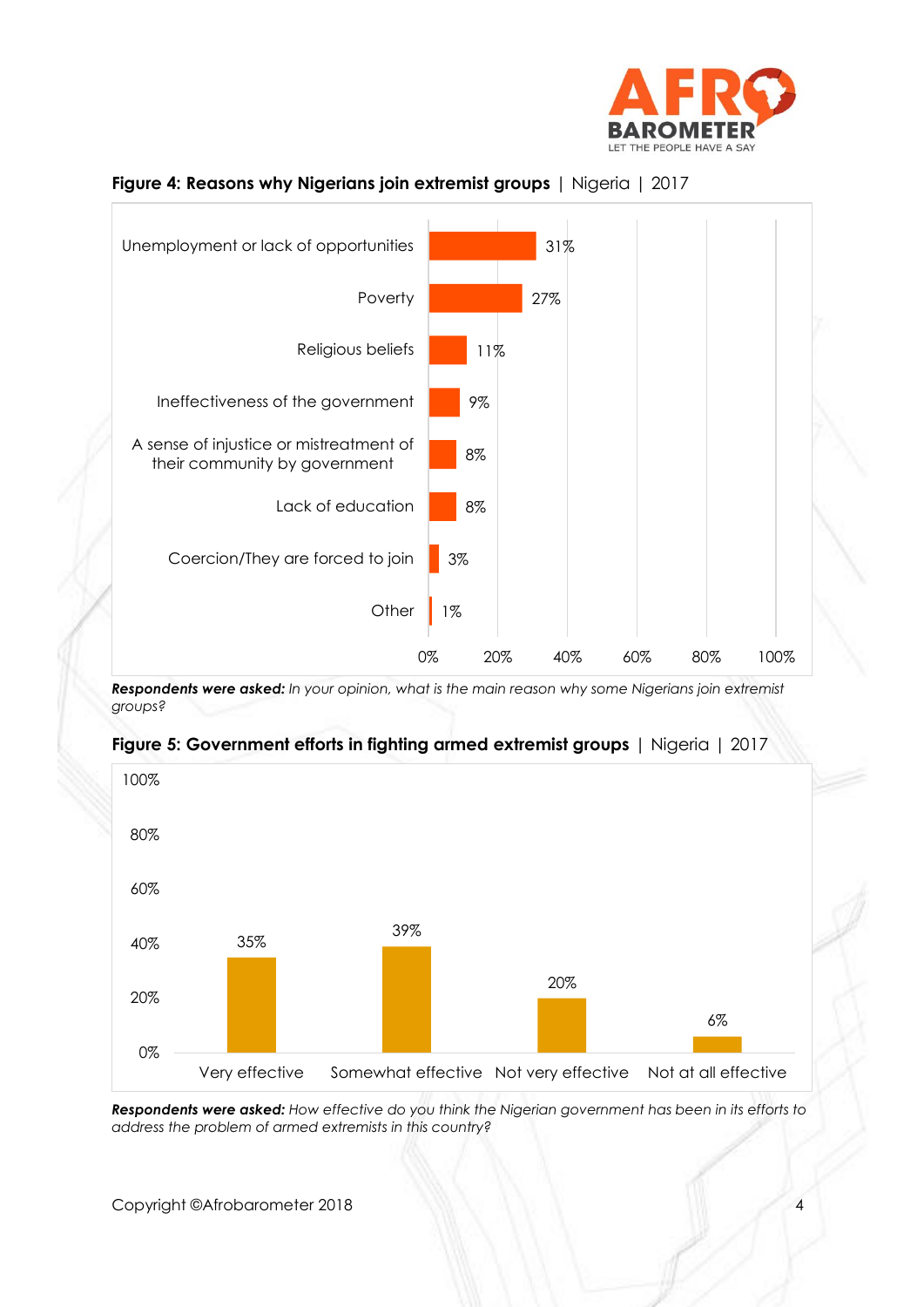**Figure 4: Reasons why Nigerians join extremist groups** | Nigeria | 2017

| Reason | % |
|---|---|
| Unemployment or lack of opportunities | 31% |
| Poverty | 27% |
| Religious beliefs | 11% |
| Ineffectiveness of the government | 9% |
| A sense of injustice or mistreatment of their community by government | 8% |
| Lack of education | 8% |
| Coercion/They are forced to join | 3% |
| Other | 1% |

***Respondents were asked:*** *In your opinion, what is the main reason why some Nigerians join extremist groups?*

**Figure 5: Government efforts in fighting armed extremist groups** | Nigeria | 2017

| Very effective | Somewhat effective | Not very effective | Not at all effective |
|---|---|---|---|
| 35% | 39% | 20% | 6% |

***Respondents were asked:*** *How effective do you think the Nigerian government has been in its efforts to address the problem of armed extremists in this country?*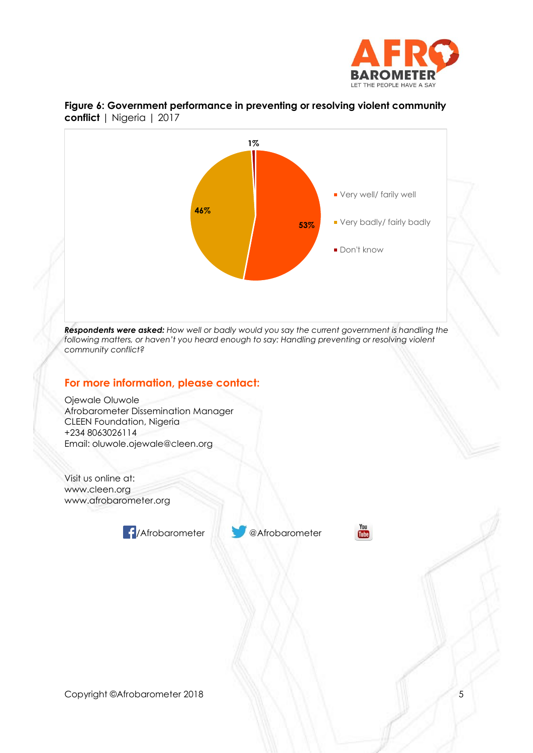**Figure 6: Government performance in preventing or resolving violent community conflict** | Nigeria | 2017

1%

46%

53%

Very well/ farily well

Very badly/ fairly badly

Don't know

***Respondents were asked:*** *How well or badly would you say the current government is handling the following matters, or haven't you heard enough to say: Handling preventing or resolving violent community conflict?*

## For more information, please contact:

Ojewale Oluwole
Afrobarometer Dissemination Manager
CLEEN Foundation, Nigeria
+234 8063026114
Email: oluwole.ojewale@cleen.org

Visit us online at:
www.cleen.org
www.afrobarometer.org

/Afrobarometer @Afrobarometer

Copyright ©Afrobarometer 2018